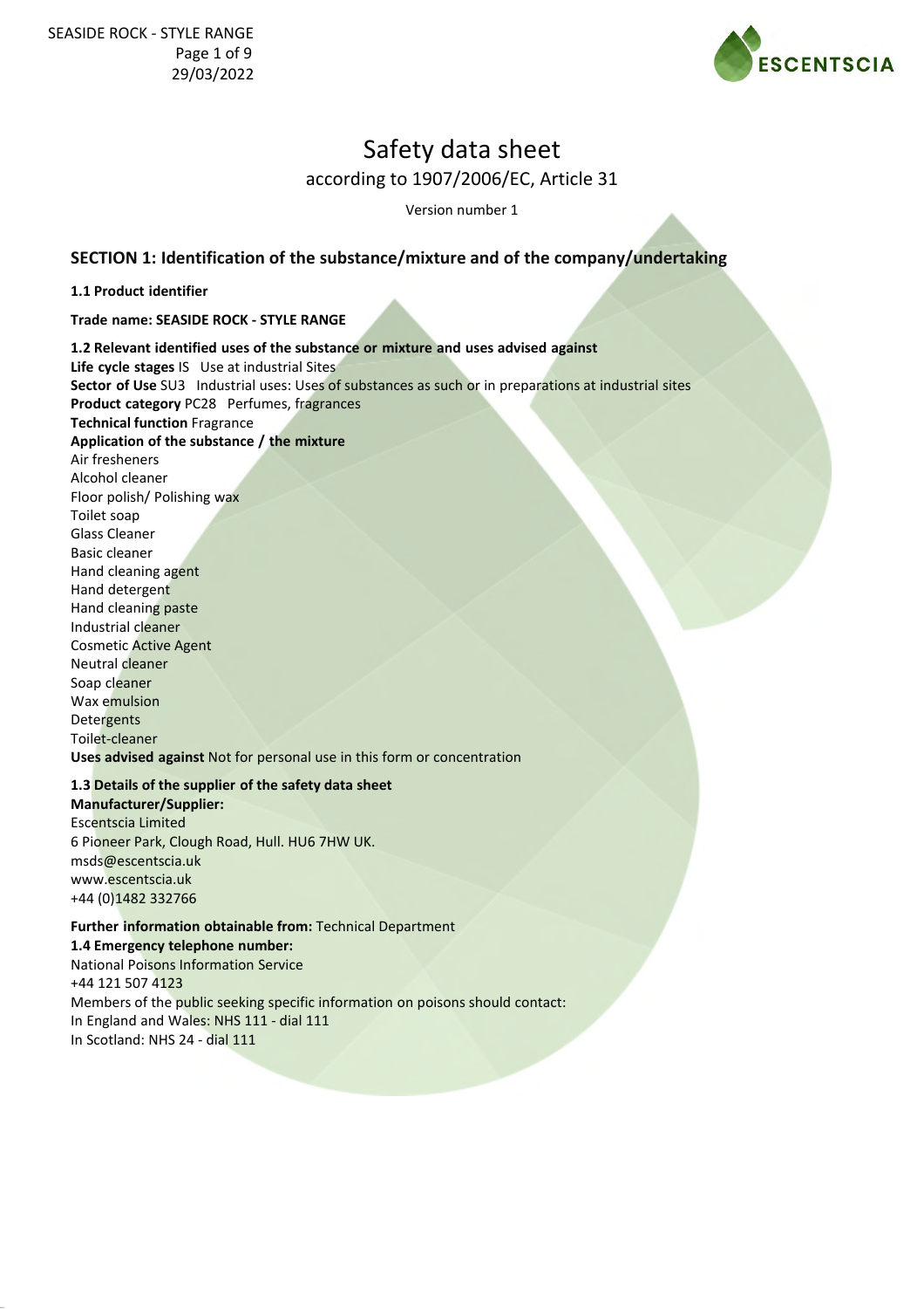# Safety data sheet

according to 1907/2006/EC, Article 31

Version number 1

## SECTION 1: Identification of the substance/mixture and of the company/undertaking

### 1.1 Product identifier

**Trade name: SEASIDE ROCK - STYLE RANGE**

### 1.2 Relevant identified uses of the substance or mixture and uses advised against

**Life cycle stages** IS Use at industrial Sites
**Sector of Use** SU3 Industrial uses: Uses of substances as such or in preparations at industrial sites
**Product category** PC28 Perfumes, fragrances
**Technical function** Fragrance
**Application of the substance / the mixture**
Air fresheners
Alcohol cleaner
Floor polish/ Polishing wax
Toilet soap
Glass Cleaner
Basic cleaner
Hand cleaning agent
Hand detergent
Hand cleaning paste
Industrial cleaner
Cosmetic Active Agent
Neutral cleaner
Soap cleaner
Wax emulsion
Detergents
Toilet-cleaner
**Uses advised against** Not for personal use in this form or concentration

### 1.3 Details of the supplier of the safety data sheet

**Manufacturer/Supplier:**
Escentscia Limited
6 Pioneer Park, Clough Road, Hull. HU6 7HW UK.
msds@escentscia.uk
www.escentscia.uk
+44 (0)1482 332766

**Further information obtainable from:** Technical Department

### 1.4 Emergency telephone number:

National Poisons Information Service
+44 121 507 4123
Members of the public seeking specific information on poisons should contact:
In England and Wales: NHS 111 - dial 111
In Scotland: NHS 24 - dial 111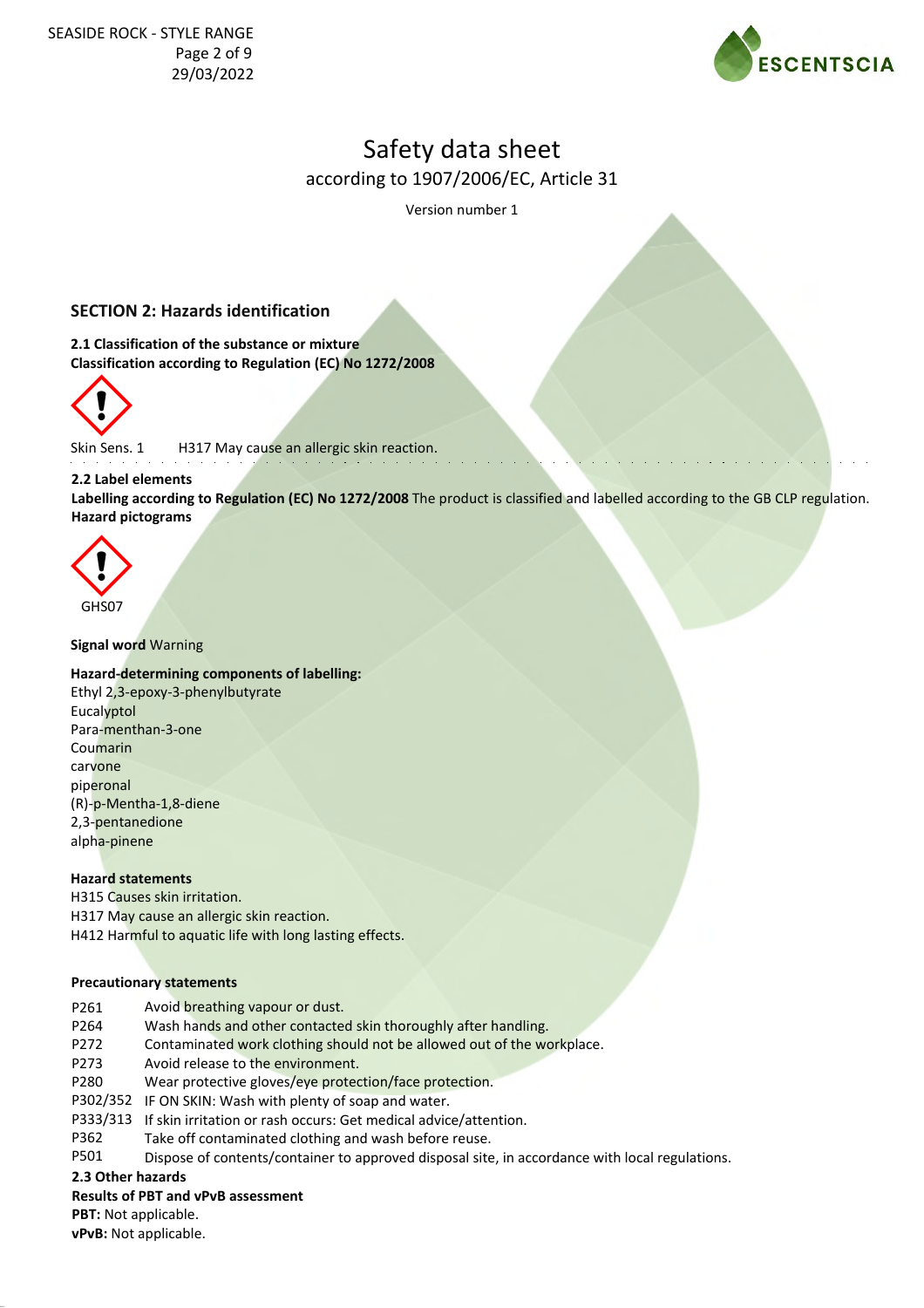# Safety data sheet

according to 1907/2006/EC, Article 31

Version number 1

## SECTION 2: Hazards identification

**2.1 Classification of the substance or mixture**

**Classification according to Regulation (EC) No 1272/2008**

Skin Sens. 1 H317 May cause an allergic skin reaction.

**2.2 Label elements**

**Labelling according to Regulation (EC) No 1272/2008** The product is classified and labelled according to the GB CLP regulation.

**Hazard pictograms**

GHS07

**Signal word** Warning

**Hazard-determining components of labelling:**

Ethyl 2,3-epoxy-3-phenylbutyrate
Eucalyptol
Para-menthan-3-one
Coumarin
carvone
piperonal
(R)-p-Mentha-1,8-diene
2,3-pentanedione
alpha-pinene

**Hazard statements**

H315 Causes skin irritation.
H317 May cause an allergic skin reaction.
H412 Harmful to aquatic life with long lasting effects.

**Precautionary statements**

| | |
|---|---|
| P261 | Avoid breathing vapour or dust. |
| P264 | Wash hands and other contacted skin thoroughly after handling. |
| P272 | Contaminated work clothing should not be allowed out of the workplace. |
| P273 | Avoid release to the environment. |
| P280 | Wear protective gloves/eye protection/face protection. |
| P302/352 | IF ON SKIN: Wash with plenty of soap and water. |
| P333/313 | If skin irritation or rash occurs: Get medical advice/attention. |
| P362 | Take off contaminated clothing and wash before reuse. |
| P501 | Dispose of contents/container to approved disposal site, in accordance with local regulations. |

**2.3 Other hazards**

**Results of PBT and vPvB assessment**

**PBT:** Not applicable.

**vPvB:** Not applicable.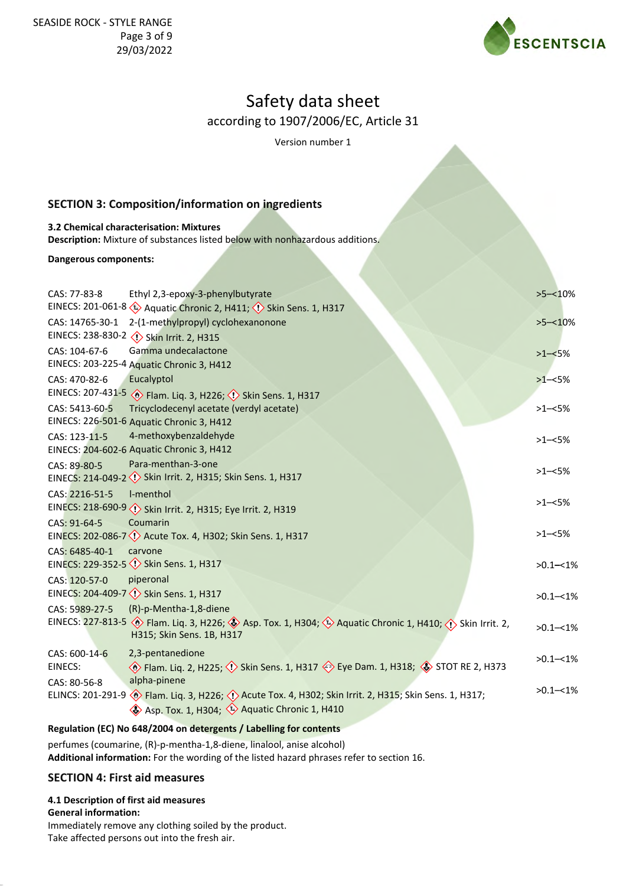## Safety data sheet

according to 1907/2006/EC, Article 31

Version number 1

### SECTION 3: Composition/information on ingredients

**3.2 Chemical characterisation: Mixtures**

**Description:** Mixture of substances listed below with nonhazardous additions.

**Dangerous components:**

| | | |
|---|---|---|
| CAS: 77-83-8<br>EINECS: 201-061-8 | Ethyl 2,3-epoxy-3-phenylbutyrate<br>Aquatic Chronic 2, H411; Skin Sens. 1, H317 | >5–<10% |
| CAS: 14765-30-1<br>EINECS: 238-830-2 | 2-(1-methylpropyl) cyclohexanonone<br>Skin Irrit. 2, H315 | >5–<10% |
| CAS: 104-67-6<br>EINECS: 203-225-4 | Gamma undecalactone<br>Aquatic Chronic 3, H412 | >1–<5% |
| CAS: 470-82-6<br>EINECS: 207-431-5 | Eucalyptol<br>Flam. Liq. 3, H226; Skin Sens. 1, H317 | >1–<5% |
| CAS: 5413-60-5<br>EINECS: 226-501-6 | Tricyclodecenyl acetate (verdyl acetate)<br>Aquatic Chronic 3, H412 | >1–<5% |
| CAS: 123-11-5<br>EINECS: 204-602-6 | 4-methoxybenzaldehyde<br>Aquatic Chronic 3, H412 | >1–<5% |
| CAS: 89-80-5<br>EINECS: 214-049-2 | Para-menthan-3-one<br>Skin Irrit. 2, H315; Skin Sens. 1, H317 | >1–<5% |
| CAS: 2216-51-5<br>EINECS: 218-690-9 | l-menthol<br>Skin Irrit. 2, H315; Eye Irrit. 2, H319 | >1–<5% |
| CAS: 91-64-5<br>EINECS: 202-086-7 | Coumarin<br>Acute Tox. 4, H302; Skin Sens. 1, H317 | >1–<5% |
| CAS: 6485-40-1<br>EINECS: 229-352-5 | carvone<br>Skin Sens. 1, H317 | >0.1–<1% |
| CAS: 120-57-0<br>EINECS: 204-409-7 | piperonal<br>Skin Sens. 1, H317 | >0.1–<1% |
| CAS: 5989-27-5<br>EINECS: 227-813-5 | (R)-p-Mentha-1,8-diene<br>Flam. Liq. 3, H226; Asp. Tox. 1, H304; Aquatic Chronic 1, H410; Skin Irrit. 2, H315; Skin Sens. 1B, H317 | >0.1–<1% |
| CAS: 600-14-6<br>EINECS: | 2,3-pentanedione<br>Flam. Liq. 2, H225; Skin Sens. 1, H317 Eye Dam. 1, H318; STOT RE 2, H373 | >0.1–<1% |
| CAS: 80-56-8<br>ELINCS: 201-291-9 | alpha-pinene<br>Flam. Liq. 3, H226; Acute Tox. 4, H302; Skin Irrit. 2, H315; Skin Sens. 1, H317; Asp. Tox. 1, H304; Aquatic Chronic 1, H410 | >0.1–<1% |

**Regulation (EC) No 648/2004 on detergents / Labelling for contents**

perfumes (coumarine, (R)-p-mentha-1,8-diene, linalool, anise alcohol)

**Additional information:** For the wording of the listed hazard phrases refer to section 16.

### SECTION 4: First aid measures

**4.1 Description of first aid measures**

**General information:**

Immediately remove any clothing soiled by the product.

Take affected persons out into the fresh air.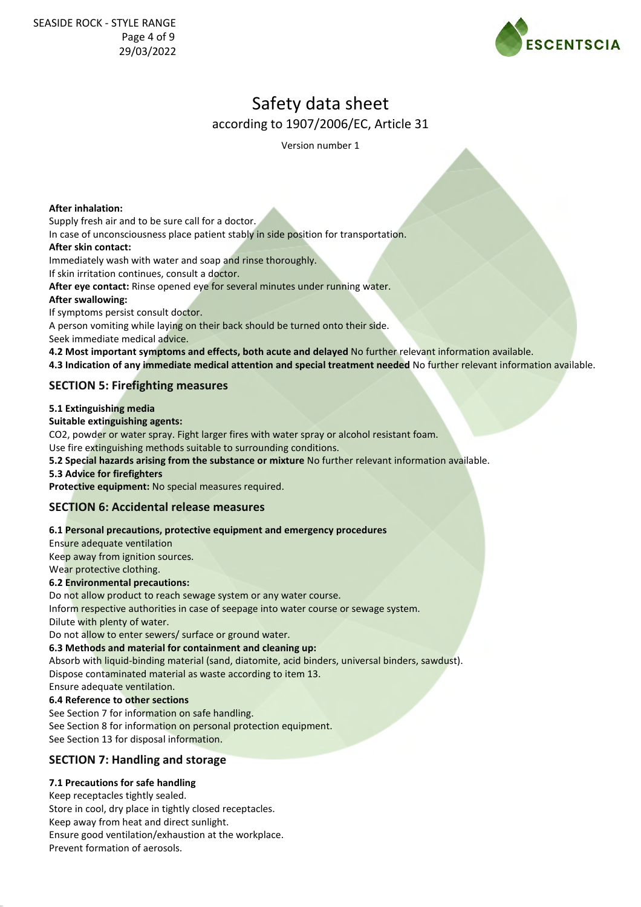**After inhalation:**
Supply fresh air and to be sure call for a doctor.
In case of unconsciousness place patient stably in side position for transportation.

**After skin contact:**
Immediately wash with water and soap and rinse thoroughly.
If skin irritation continues, consult a doctor.

**After eye contact:** Rinse opened eye for several minutes under running water.

**After swallowing:**
If symptoms persist consult doctor.
A person vomiting while laying on their back should be turned onto their side.
Seek immediate medical advice.

**4.2 Most important symptoms and effects, both acute and delayed** No further relevant information available.

**4.3 Indication of any immediate medical attention and special treatment needed** No further relevant information available.

## SECTION 5: Firefighting measures

**5.1 Extinguishing media**

**Suitable extinguishing agents:**
$CO_2$, powder or water spray. Fight larger fires with water spray or alcohol resistant foam.
Use fire extinguishing methods suitable to surrounding conditions.

**5.2 Special hazards arising from the substance or mixture** No further relevant information available.

**5.3 Advice for firefighters**

**Protective equipment:** No special measures required.

## SECTION 6: Accidental release measures

**6.1 Personal precautions, protective equipment and emergency procedures**
Ensure adequate ventilation
Keep away from ignition sources.
Wear protective clothing.

**6.2 Environmental precautions:**
Do not allow product to reach sewage system or any water course.
Inform respective authorities in case of seepage into water course or sewage system.
Dilute with plenty of water.
Do not allow to enter sewers/ surface or ground water.

**6.3 Methods and material for containment and cleaning up:**
Absorb with liquid-binding material (sand, diatomite, acid binders, universal binders, sawdust).
Dispose contaminated material as waste according to item 13.
Ensure adequate ventilation.

**6.4 Reference to other sections**
See Section 7 for information on safe handling.
See Section 8 for information on personal protection equipment.
See Section 13 for disposal information.

## SECTION 7: Handling and storage

**7.1 Precautions for safe handling**
Keep receptacles tightly sealed.
Store in cool, dry place in tightly closed receptacles.
Keep away from heat and direct sunlight.
Ensure good ventilation/exhaustion at the workplace.
Prevent formation of aerosols.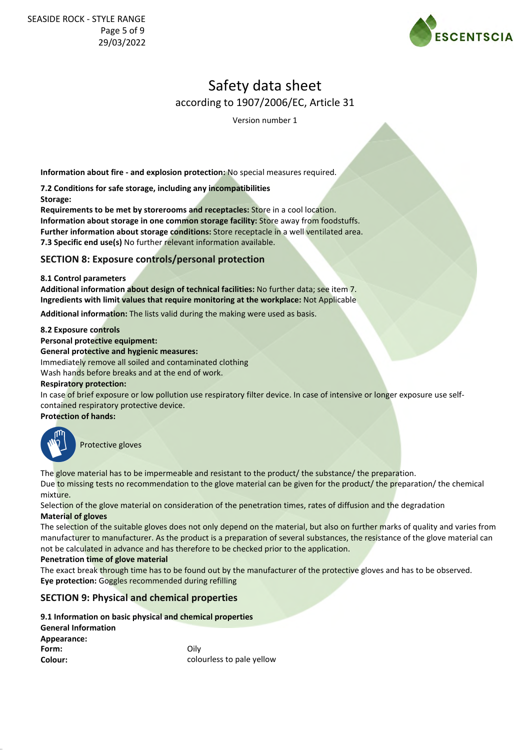**Information about fire - and explosion protection:** No special measures required.

**7.2 Conditions for safe storage, including any incompatibilities**
**Storage:**
**Requirements to be met by storerooms and receptacles:** Store in a cool location.
**Information about storage in one common storage facility:** Store away from foodstuffs.
**Further information about storage conditions:** Store receptacle in a well ventilated area.
**7.3 Specific end use(s)** No further relevant information available.

## SECTION 8: Exposure controls/personal protection

**8.1 Control parameters**
**Additional information about design of technical facilities:** No further data; see item 7.
**Ingredients with limit values that require monitoring at the workplace:** Not Applicable

**Additional information:** The lists valid during the making were used as basis.

**8.2 Exposure controls**
**Personal protective equipment:**
**General protective and hygienic measures:**
Immediately remove all soiled and contaminated clothing
Wash hands before breaks and at the end of work.
**Respiratory protection:**
In case of brief exposure or low pollution use respiratory filter device. In case of intensive or longer exposure use self-contained respiratory protective device.
**Protection of hands:**

Protective gloves

The glove material has to be impermeable and resistant to the product/ the substance/ the preparation.
Due to missing tests no recommendation to the glove material can be given for the product/ the preparation/ the chemical mixture.
Selection of the glove material on consideration of the penetration times, rates of diffusion and the degradation
**Material of gloves**
The selection of the suitable gloves does not only depend on the material, but also on further marks of quality and varies from manufacturer to manufacturer. As the product is a preparation of several substances, the resistance of the glove material can not be calculated in advance and has therefore to be checked prior to the application.
**Penetration time of glove material**
The exact break through time has to be found out by the manufacturer of the protective gloves and has to be observed.
**Eye protection:** Goggles recommended during refilling

## SECTION 9: Physical and chemical properties

**9.1 Information on basic physical and chemical properties**
**General Information**
**Appearance:**

| | |
|---|---|
| **Form:** | Oily |
| **Colour:** | colourless to pale yellow |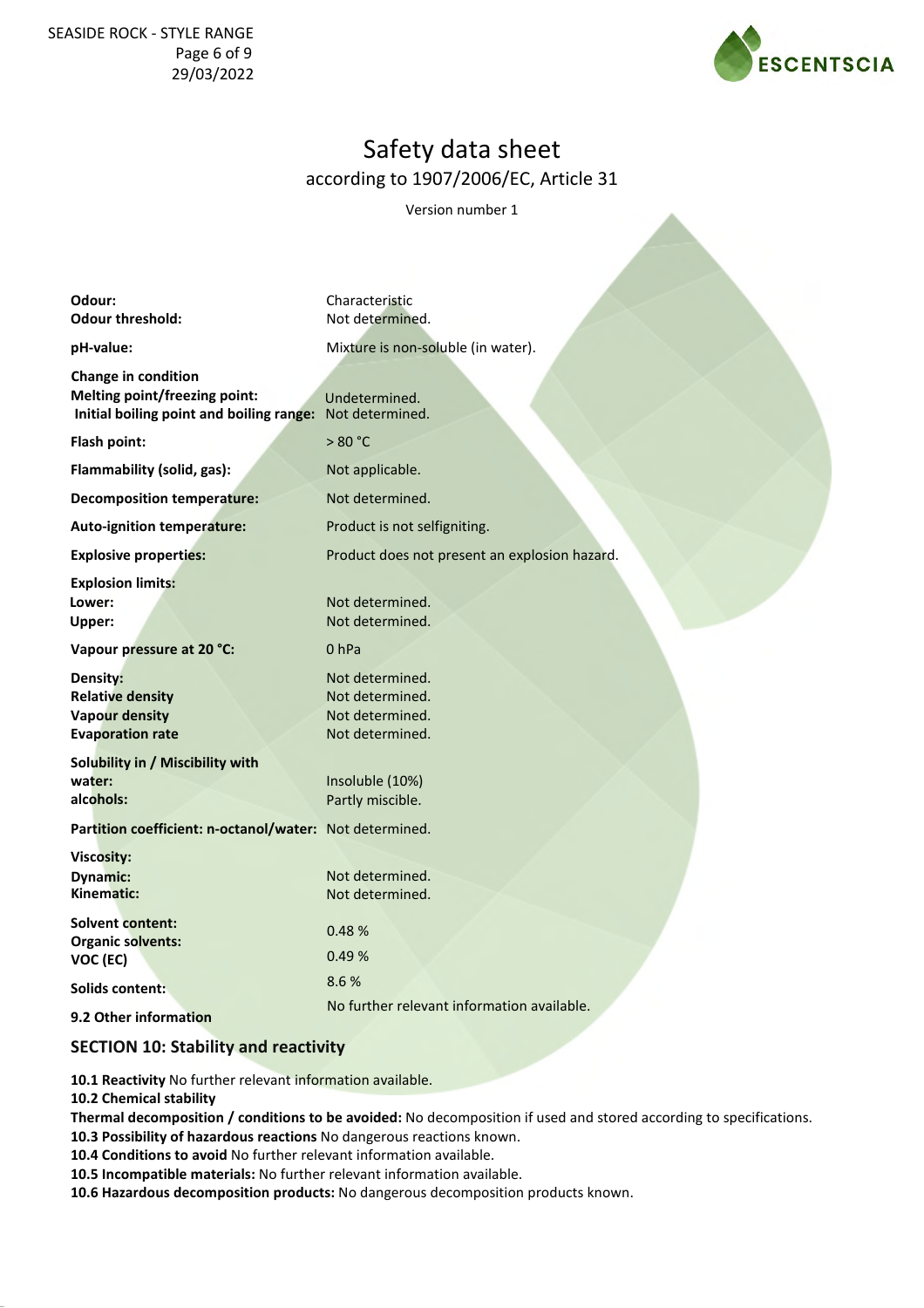| | |
|---|---|
| **Odour:** | Characteristic |
| **Odour threshold:** | Not determined. |
| **pH-value:** | Mixture is non-soluble (in water). |
| **Change in condition** | |
| **Melting point/freezing point:** | Undetermined. |
| **Initial boiling point and boiling range:** | Not determined. |
| **Flash point:** | > 80 °C |
| **Flammability (solid, gas):** | Not applicable. |
| **Decomposition temperature:** | Not determined. |
| **Auto-ignition temperature:** | Product is not selfigniting. |
| **Explosive properties:** | Product does not present an explosion hazard. |
| **Explosion limits:** | |
| **Lower:** | Not determined. |
| **Upper:** | Not determined. |
| **Vapour pressure at 20 °C:** | 0 hPa |
| **Density:** | Not determined. |
| **Relative density** | Not determined. |
| **Vapour density** | Not determined. |
| **Evaporation rate** | Not determined. |
| **Solubility in / Miscibility with** | |
| **water:** | Insoluble (10%) |
| **alcohols:** | Partly miscible. |
| **Partition coefficient: n-octanol/water:** | Not determined. |
| **Viscosity:** | |
| **Dynamic:** | Not determined. |
| **Kinematic:** | Not determined. |
| **Solvent content:** | |
| **Organic solvents:** | 0.48 % |
| **VOC (EC)** | 0.49 % |
| **Solids content:** | 8.6 % |
| **9.2 Other information** | No further relevant information available. |

## SECTION 10: Stability and reactivity

**10.1 Reactivity** No further relevant information available.
**10.2 Chemical stability**
**Thermal decomposition / conditions to be avoided:** No decomposition if used and stored according to specifications.
**10.3 Possibility of hazardous reactions** No dangerous reactions known.
**10.4 Conditions to avoid** No further relevant information available.
**10.5 Incompatible materials:** No further relevant information available.
**10.6 Hazardous decomposition products:** No dangerous decomposition products known.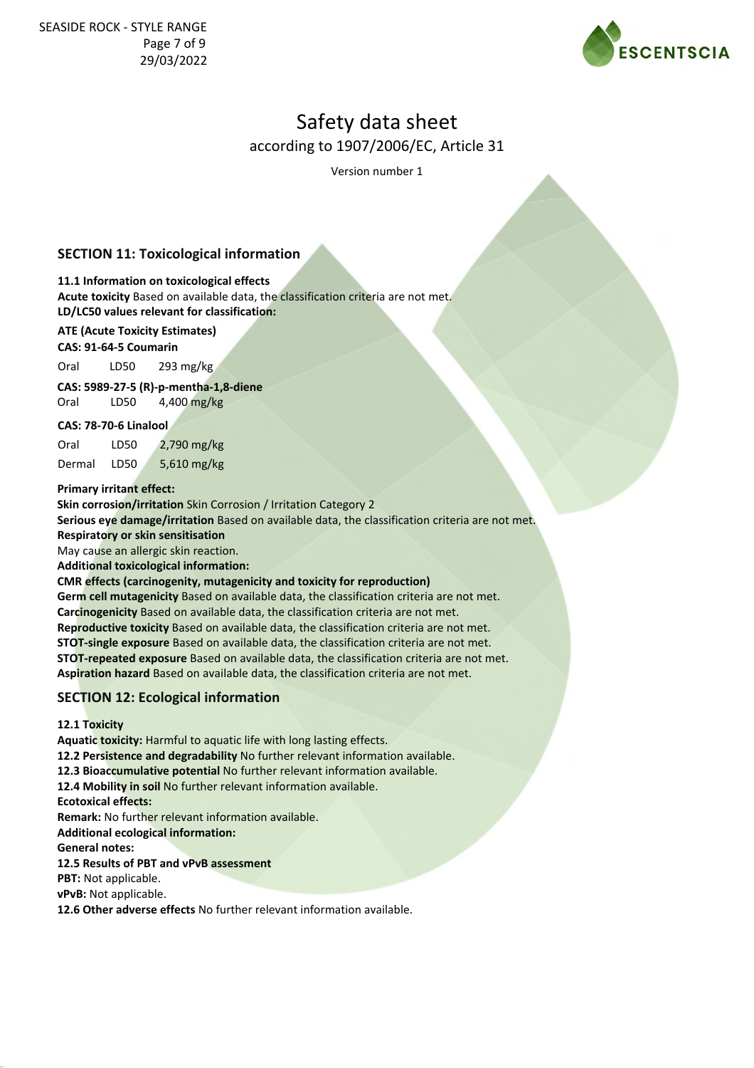# Safety data sheet

according to 1907/2006/EC, Article 31

Version number 1

## SECTION 11: Toxicological information

**11.1 Information on toxicological effects**

**Acute toxicity** Based on available data, the classification criteria are not met.

**LD/LC50 values relevant for classification:**

**ATE (Acute Toxicity Estimates)**

**CAS: 91-64-5 Coumarin**

| | | |
|---|---|---|
| Oral | LD50 | 293 mg/kg |

**CAS: 5989-27-5 (R)-p-mentha-1,8-diene**

| | | |
|---|---|---|
| Oral | LD50 | 4,400 mg/kg |

**CAS: 78-70-6 Linalool**

| | | |
|---|---|---|
| Oral | LD50 | 2,790 mg/kg |
| Dermal | LD50 | 5,610 mg/kg |

**Primary irritant effect:**

**Skin corrosion/irritation** Skin Corrosion / Irritation Category 2

**Serious eye damage/irritation** Based on available data, the classification criteria are not met.

**Respiratory or skin sensitisation**

May cause an allergic skin reaction.

**Additional toxicological information:**

**CMR effects (carcinogenity, mutagenicity and toxicity for reproduction)**

**Germ cell mutagenicity** Based on available data, the classification criteria are not met.

**Carcinogenicity** Based on available data, the classification criteria are not met.

**Reproductive toxicity** Based on available data, the classification criteria are not met.

**STOT-single exposure** Based on available data, the classification criteria are not met.

**STOT-repeated exposure** Based on available data, the classification criteria are not met.

**Aspiration hazard** Based on available data, the classification criteria are not met.

## SECTION 12: Ecological information

**12.1 Toxicity**

**Aquatic toxicity:** Harmful to aquatic life with long lasting effects.

**12.2 Persistence and degradability** No further relevant information available.

**12.3 Bioaccumulative potential** No further relevant information available.

**12.4 Mobility in soil** No further relevant information available.

**Ecotoxical effects:**

**Remark:** No further relevant information available.

**Additional ecological information:**

**General notes:**

**12.5 Results of PBT and vPvB assessment**

**PBT:** Not applicable.

**vPvB:** Not applicable.

**12.6 Other adverse effects** No further relevant information available.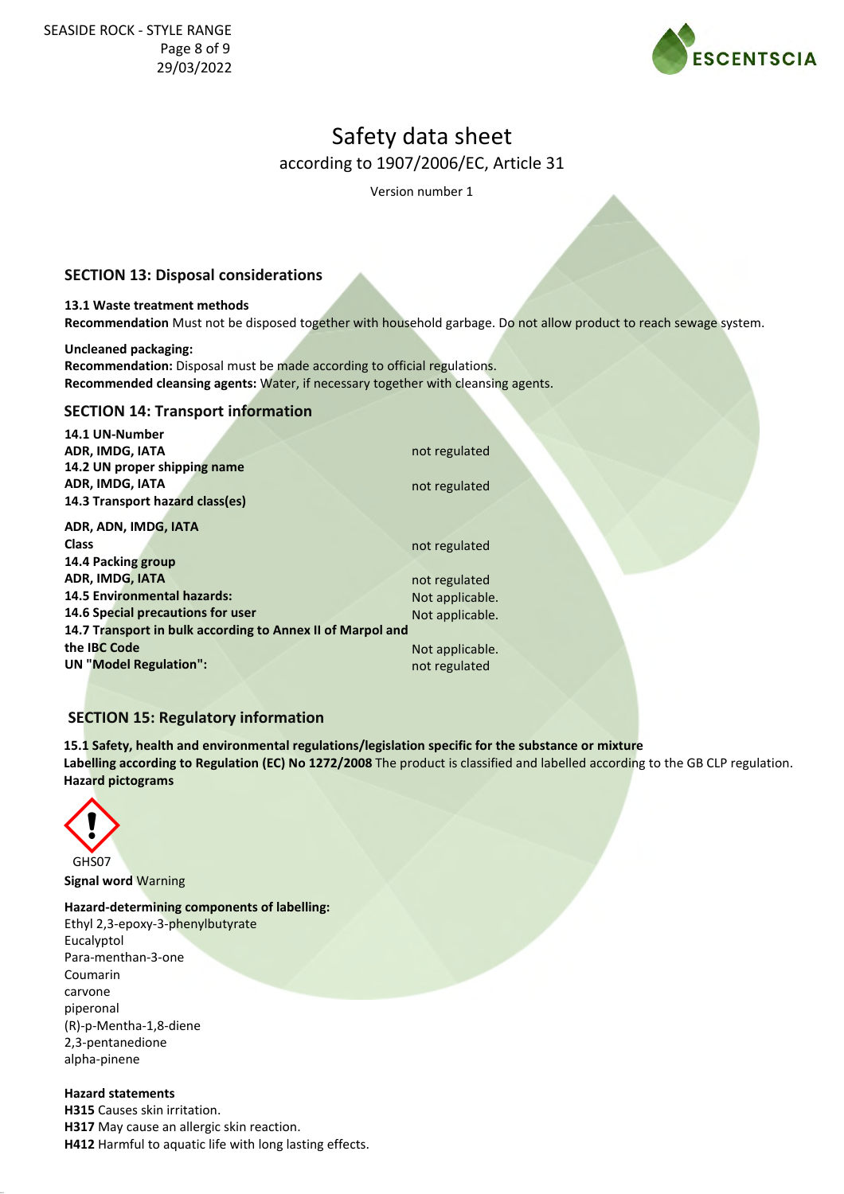## SECTION 13: Disposal considerations

**13.1 Waste treatment methods**

**Recommendation** Must not be disposed together with household garbage. Do not allow product to reach sewage system.

**Uncleaned packaging:**

**Recommendation:** Disposal must be made according to official regulations.

**Recommended cleansing agents:** Water, if necessary together with cleansing agents.

## SECTION 14: Transport information

| | |
|---|---|
| **14.1 UN-Number** | |
| **ADR, IMDG, IATA** | not regulated |
| **14.2 UN proper shipping name** | |
| **ADR, IMDG, IATA** | not regulated |
| **14.3 Transport hazard class(es)** | |
| **ADR, ADN, IMDG, IATA** | |
| **Class** | not regulated |
| **14.4 Packing group** | |
| **ADR, IMDG, IATA** | not regulated |
| **14.5 Environmental hazards:** | Not applicable. |
| **14.6 Special precautions for user** | Not applicable. |
| **14.7 Transport in bulk according to Annex II of Marpol and the IBC Code** | Not applicable. |
| **UN "Model Regulation":** | not regulated |

## SECTION 15: Regulatory information

**15.1 Safety, health and environmental regulations/legislation specific for the substance or mixture**

**Labelling according to Regulation (EC) No 1272/2008** The product is classified and labelled according to the GB CLP regulation.

**Hazard pictograms**

GHS07

**Signal word** Warning

**Hazard-determining components of labelling:**

Ethyl 2,3-epoxy-3-phenylbutyrate
Eucalyptol
Para-menthan-3-one
Coumarin
carvone
piperonal
(R)-p-Mentha-1,8-diene
2,3-pentanedione
alpha-pinene

**Hazard statements**

**H315** Causes skin irritation.
**H317** May cause an allergic skin reaction.
**H412** Harmful to aquatic life with long lasting effects.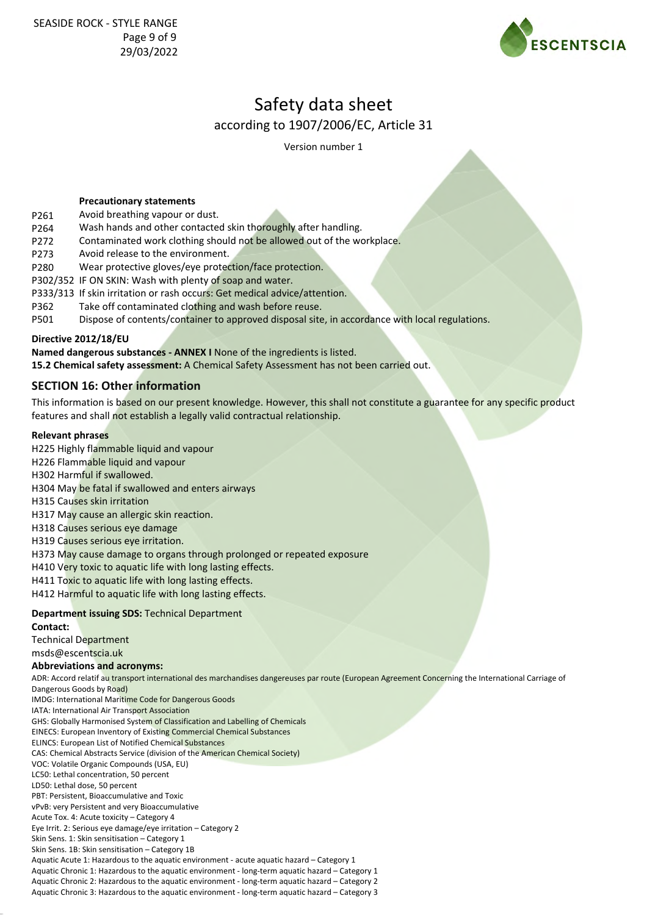# Safety data sheet

according to 1907/2006/EC, Article 31

Version number 1

**Precautionary statements**

P261 Avoid breathing vapour or dust.
P264 Wash hands and other contacted skin thoroughly after handling.
P272 Contaminated work clothing should not be allowed out of the workplace.
P273 Avoid release to the environment.
P280 Wear protective gloves/eye protection/face protection.
P302/352 IF ON SKIN: Wash with plenty of soap and water.
P333/313 If skin irritation or rash occurs: Get medical advice/attention.
P362 Take off contaminated clothing and wash before reuse.
P501 Dispose of contents/container to approved disposal site, in accordance with local regulations.

**Directive 2012/18/EU**

**Named dangerous substances - ANNEX I** None of the ingredients is listed.

**15.2 Chemical safety assessment:** A Chemical Safety Assessment has not been carried out.

## SECTION 16: Other information

This information is based on our present knowledge. However, this shall not constitute a guarantee for any specific product features and shall not establish a legally valid contractual relationship.

**Relevant phrases**

H225 Highly flammable liquid and vapour
H226 Flammable liquid and vapour
H302 Harmful if swallowed.
H304 May be fatal if swallowed and enters airways
H315 Causes skin irritation
H317 May cause an allergic skin reaction.
H318 Causes serious eye damage
H319 Causes serious eye irritation.
H373 May cause damage to organs through prolonged or repeated exposure
H410 Very toxic to aquatic life with long lasting effects.
H411 Toxic to aquatic life with long lasting effects.
H412 Harmful to aquatic life with long lasting effects.

**Department issuing SDS:** Technical Department

**Contact:**

Technical Department
msds@escentscia.uk

**Abbreviations and acronyms:**

ADR: Accord relatif au transport international des marchandises dangereuses par route (European Agreement Concerning the International Carriage of Dangerous Goods by Road)
IMDG: International Maritime Code for Dangerous Goods
IATA: International Air Transport Association
GHS: Globally Harmonised System of Classification and Labelling of Chemicals
EINECS: European Inventory of Existing Commercial Chemical Substances
ELINCS: European List of Notified Chemical Substances
CAS: Chemical Abstracts Service (division of the American Chemical Society)
VOC: Volatile Organic Compounds (USA, EU)
LC50: Lethal concentration, 50 percent
LD50: Lethal dose, 50 percent
PBT: Persistent, Bioaccumulative and Toxic
vPvB: very Persistent and very Bioaccumulative
Acute Tox. 4: Acute toxicity – Category 4
Eye Irrit. 2: Serious eye damage/eye irritation – Category 2
Skin Sens. 1: Skin sensitisation – Category 1
Skin Sens. 1B: Skin sensitisation – Category 1B
Aquatic Acute 1: Hazardous to the aquatic environment - acute aquatic hazard – Category 1
Aquatic Chronic 1: Hazardous to the aquatic environment - long-term aquatic hazard – Category 1
Aquatic Chronic 2: Hazardous to the aquatic environment - long-term aquatic hazard – Category 2
Aquatic Chronic 3: Hazardous to the aquatic environment - long-term aquatic hazard – Category 3